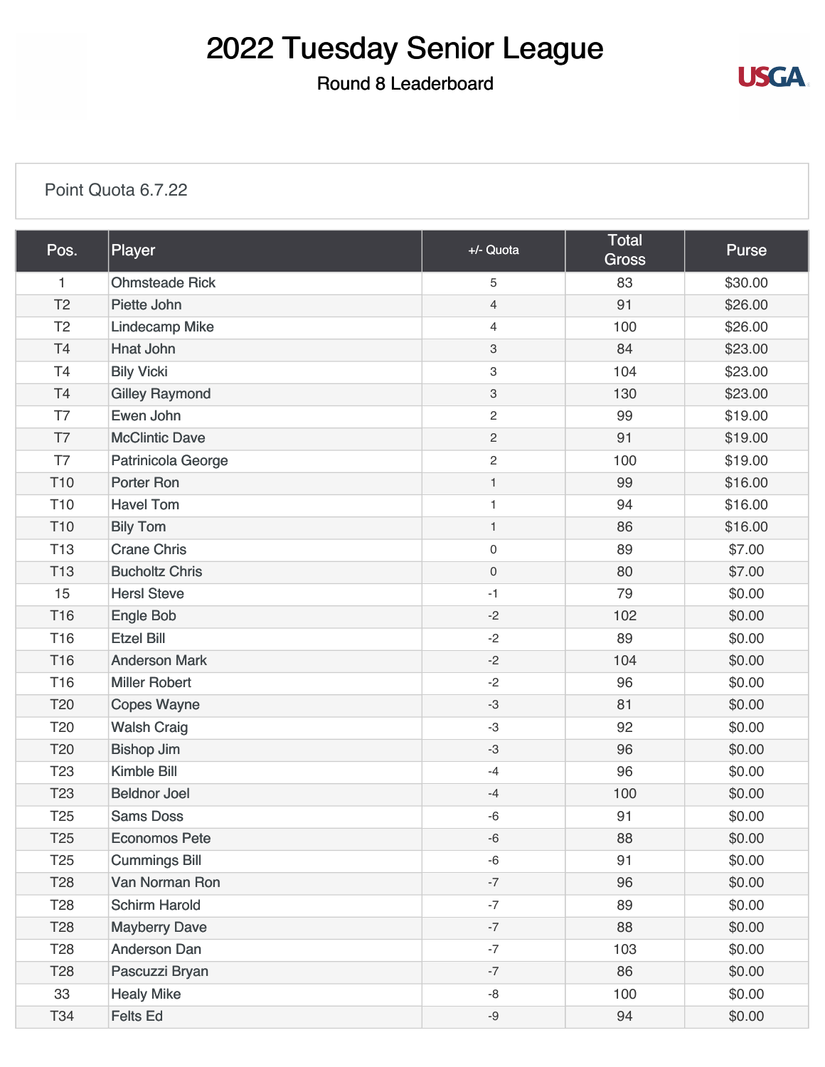# 2022 Tuesday Senior League

## Round 8 Leaderboard

Point Quota 6.7.22

| Pos. | Player | +/- Quota | Total Gross | Purse |
|---|---|---|---|---|
| 1 | Ohmsteade Rick | 5 | 83 | $30.00 |
| T2 | Piette John | 4 | 91 | $26.00 |
| T2 | Lindecamp Mike | 4 | 100 | $26.00 |
| T4 | Hnat John | 3 | 84 | $23.00 |
| T4 | Bily Vicki | 3 | 104 | $23.00 |
| T4 | Gilley Raymond | 3 | 130 | $23.00 |
| T7 | Ewen John | 2 | 99 | $19.00 |
| T7 | McClintic Dave | 2 | 91 | $19.00 |
| T7 | Patrinicola George | 2 | 100 | $19.00 |
| T10 | Porter Ron | 1 | 99 | $16.00 |
| T10 | Havel Tom | 1 | 94 | $16.00 |
| T10 | Bily Tom | 1 | 86 | $16.00 |
| T13 | Crane Chris | 0 | 89 | $7.00 |
| T13 | Bucholtz Chris | 0 | 80 | $7.00 |
| 15 | Hersl Steve | -1 | 79 | $0.00 |
| T16 | Engle Bob | -2 | 102 | $0.00 |
| T16 | Etzel Bill | -2 | 89 | $0.00 |
| T16 | Anderson Mark | -2 | 104 | $0.00 |
| T16 | Miller Robert | -2 | 96 | $0.00 |
| T20 | Copes Wayne | -3 | 81 | $0.00 |
| T20 | Walsh Craig | -3 | 92 | $0.00 |
| T20 | Bishop Jim | -3 | 96 | $0.00 |
| T23 | Kimble Bill | -4 | 96 | $0.00 |
| T23 | Beldnor Joel | -4 | 100 | $0.00 |
| T25 | Sams Doss | -6 | 91 | $0.00 |
| T25 | Economos Pete | -6 | 88 | $0.00 |
| T25 | Cummings Bill | -6 | 91 | $0.00 |
| T28 | Van Norman Ron | -7 | 96 | $0.00 |
| T28 | Schirm Harold | -7 | 89 | $0.00 |
| T28 | Mayberry Dave | -7 | 88 | $0.00 |
| T28 | Anderson Dan | -7 | 103 | $0.00 |
| T28 | Pascuzzi Bryan | -7 | 86 | $0.00 |
| 33 | Healy Mike | -8 | 100 | $0.00 |
| T34 | Felts Ed | -9 | 94 | $0.00 |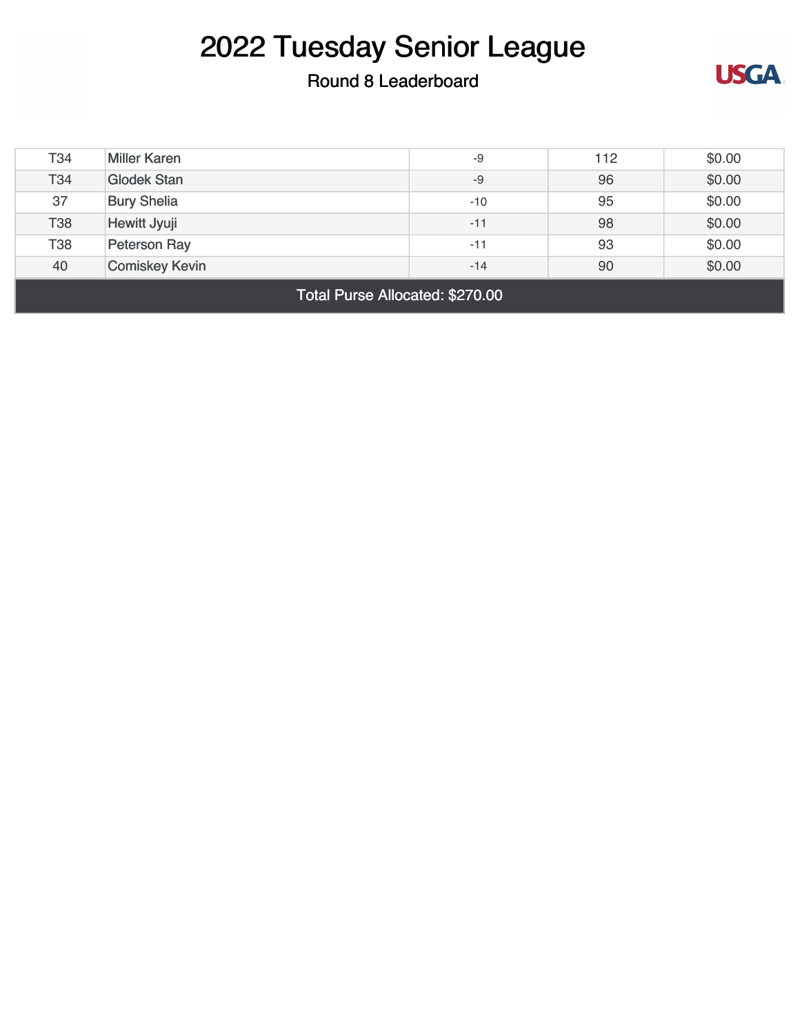# 2022 Tuesday Senior League

## Round 8 Leaderboard

| | | | | |
|---|---|---|---|---|
| T34 | Miller Karen | -9 | 112 | $0.00 |
| T34 | Glodek Stan | -9 | 96 | $0.00 |
| 37 | Bury Shelia | -10 | 95 | $0.00 |
| T38 | Hewitt Jyuji | -11 | 98 | $0.00 |
| T38 | Peterson Ray | -11 | 93 | $0.00 |
| 40 | Comiskey Kevin | -14 | 90 | $0.00 |

Total Purse Allocated: $270.00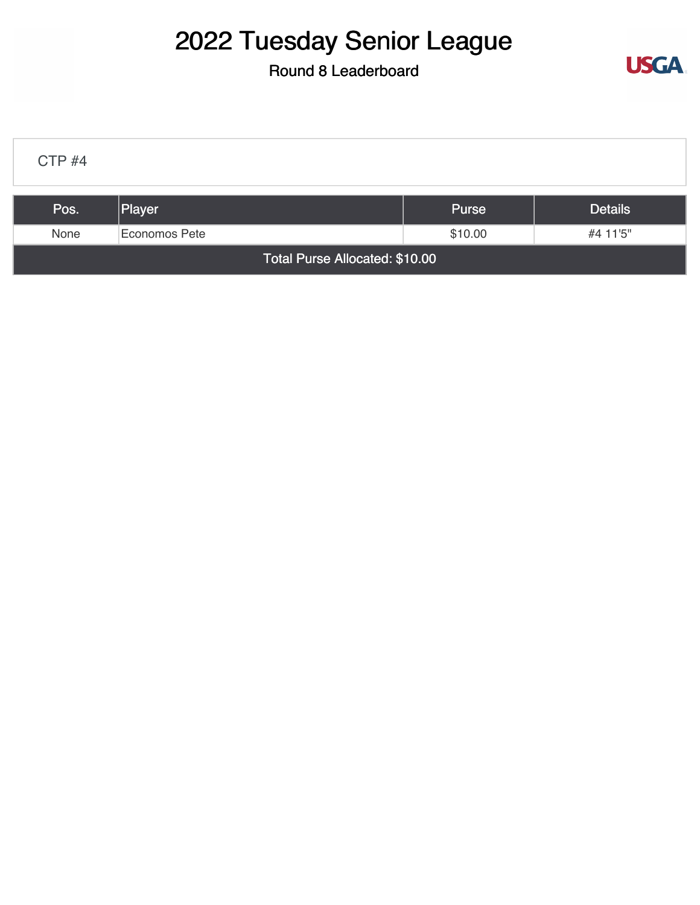# 2022 Tuesday Senior League

Round 8 Leaderboard

CTP #4

| Pos. | Player | Purse | Details |
| --- | --- | --- | --- |
| None | Economos Pete | $10.00 | #4 11'5" |
| Total Purse Allocated: $10.00 | | | |